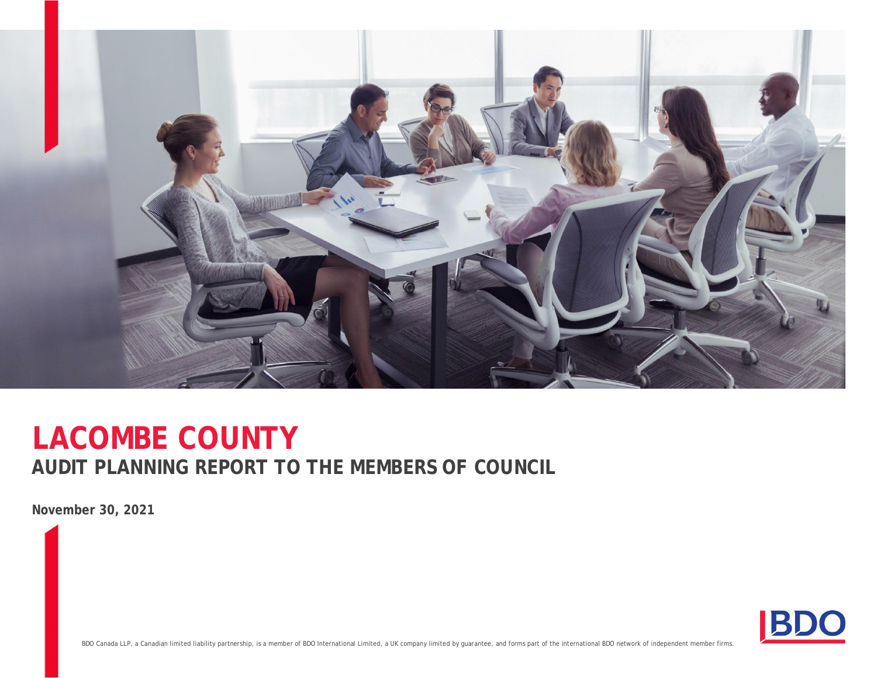# LACOMBE COUNTY

## AUDIT PLANNING REPORT TO THE MEMBERS OF COUNCIL

**November 30, 2021**

BDO Canada LLP, a Canadian limited liability partnership, is a member of BDO International Limited, a UK company limited by guarantee, and forms part of the international BDO network of independent member firms.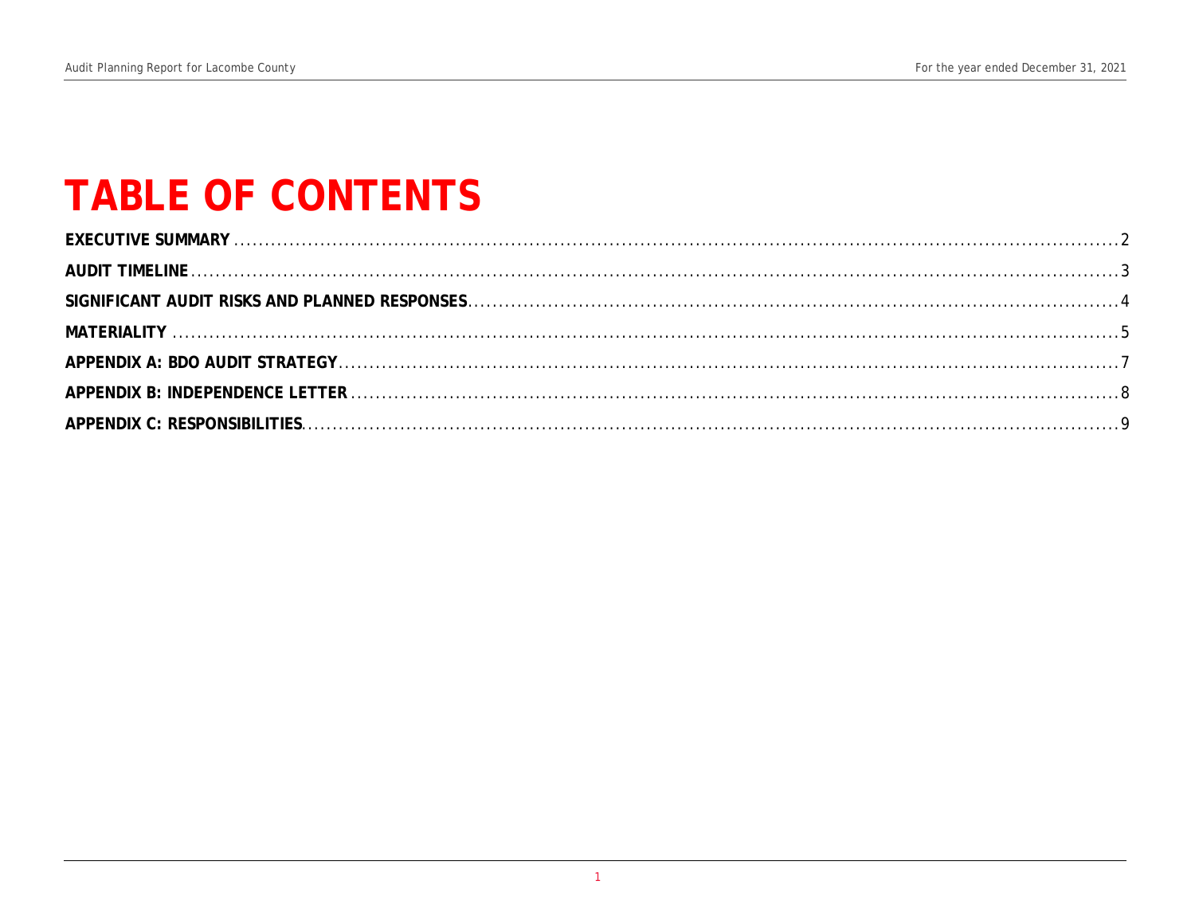# TABLE OF CONTENTS

**EXECUTIVE SUMMARY** .......... 2

**AUDIT TIMELINE** .......... 3

**SIGNIFICANT AUDIT RISKS AND PLANNED RESPONSES** .......... 4

**MATERIALITY** .......... 5

**APPENDIX A: BDO AUDIT STRATEGY** .......... 7

**APPENDIX B: INDEPENDENCE LETTER** .......... 8

**APPENDIX C: RESPONSIBILITIES** .......... 9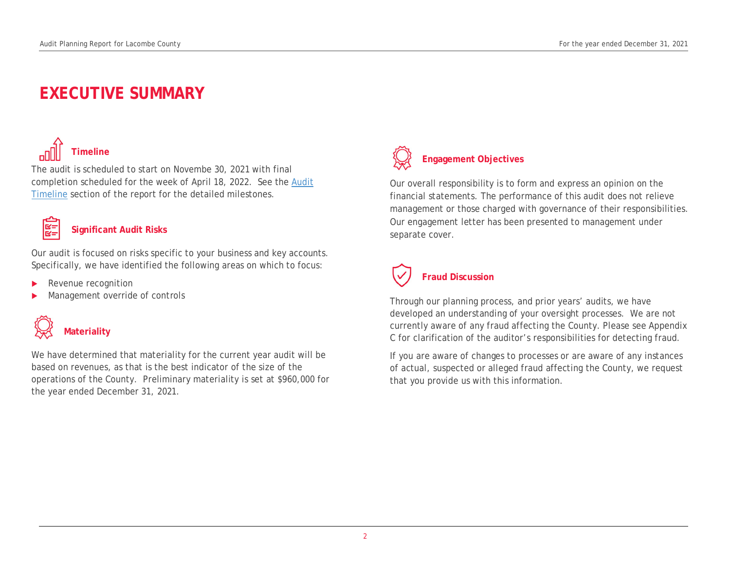# EXECUTIVE SUMMARY

## Timeline

The audit is scheduled to start on Novembe 30, 2021 with final completion scheduled for the week of April 18, 2022. See the Audit Timeline section of the report for the detailed milestones.

## Significant Audit Risks

Our audit is focused on risks specific to your business and key accounts. Specifically, we have identified the following areas on which to focus:

- Revenue recognition
- Management override of controls

## Materiality

We have determined that materiality for the current year audit will be based on revenues, as that is the best indicator of the size of the operations of the County. Preliminary materiality is set at $960,000 for the year ended December 31, 2021.

## Engagement Objectives

Our overall responsibility is to form and express an opinion on the financial statements. The performance of this audit does not relieve management or those charged with governance of their responsibilities. Our engagement letter has been presented to management under separate cover.

## Fraud Discussion

Through our planning process, and prior years' audits, we have developed an understanding of your oversight processes. We are not currently aware of any fraud affecting the County. Please see Appendix C for clarification of the auditor's responsibilities for detecting fraud.

If you are aware of changes to processes or are aware of any instances of actual, suspected or alleged fraud affecting the County, we request that you provide us with this information.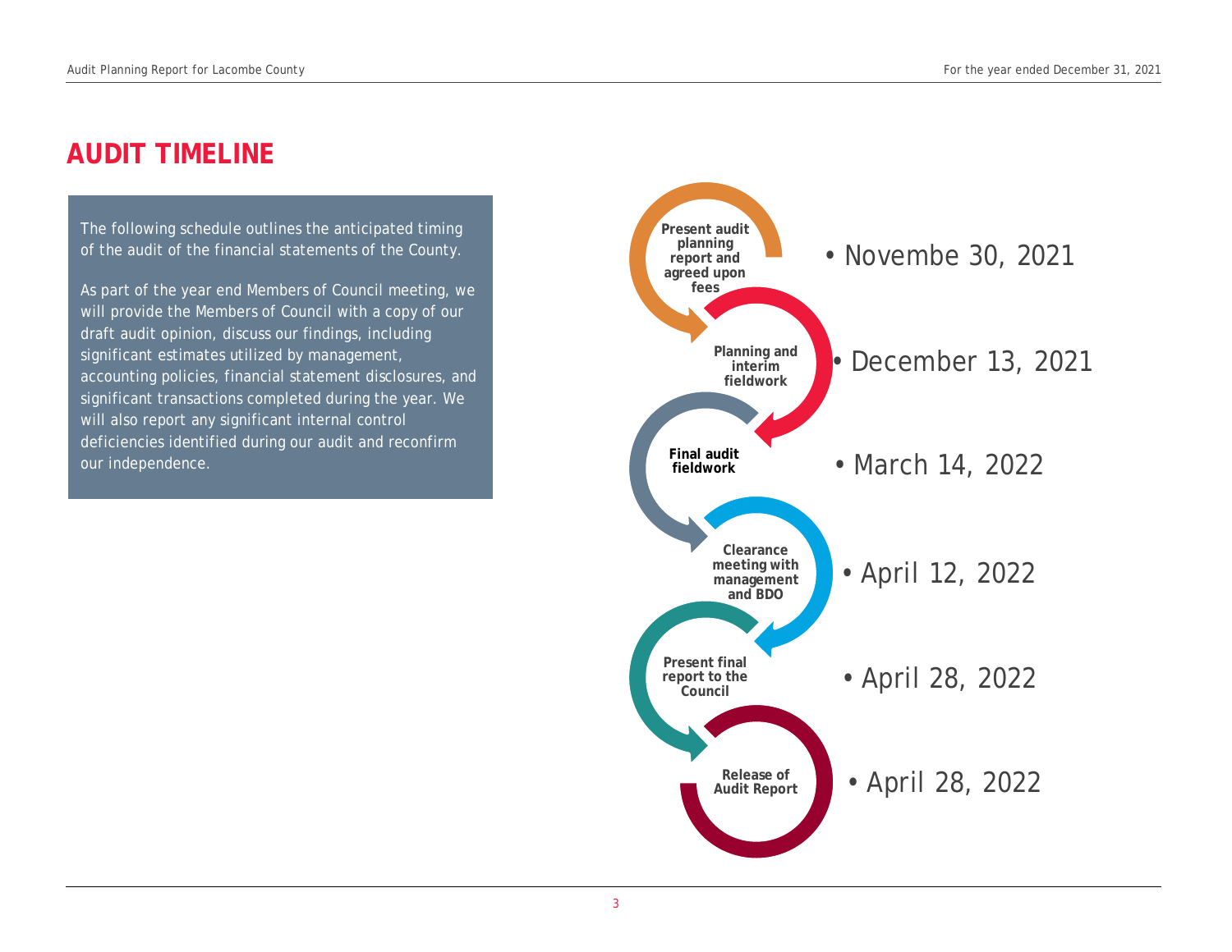# AUDIT TIMELINE

The following schedule outlines the anticipated timing of the audit of the financial statements of the County.

As part of the year end Members of Council meeting, we will provide the Members of Council with a copy of our draft audit opinion, discuss our findings, including significant estimates utilized by management, accounting policies, financial statement disclosures, and significant transactions completed during the year. We will also report any significant internal control deficiencies identified during our audit and reconfirm our independence.

| Milestone | Date |
|---|---|
| Present audit planning report and agreed upon fees | Novembe 30, 2021 |
| Planning and interim fieldwork | December 13, 2021 |
| Final audit fieldwork | March 14, 2022 |
| Clearance meeting with management and BDO | April 12, 2022 |
| Present final report to the Council | April 28, 2022 |
| Release of Audit Report | April 28, 2022 |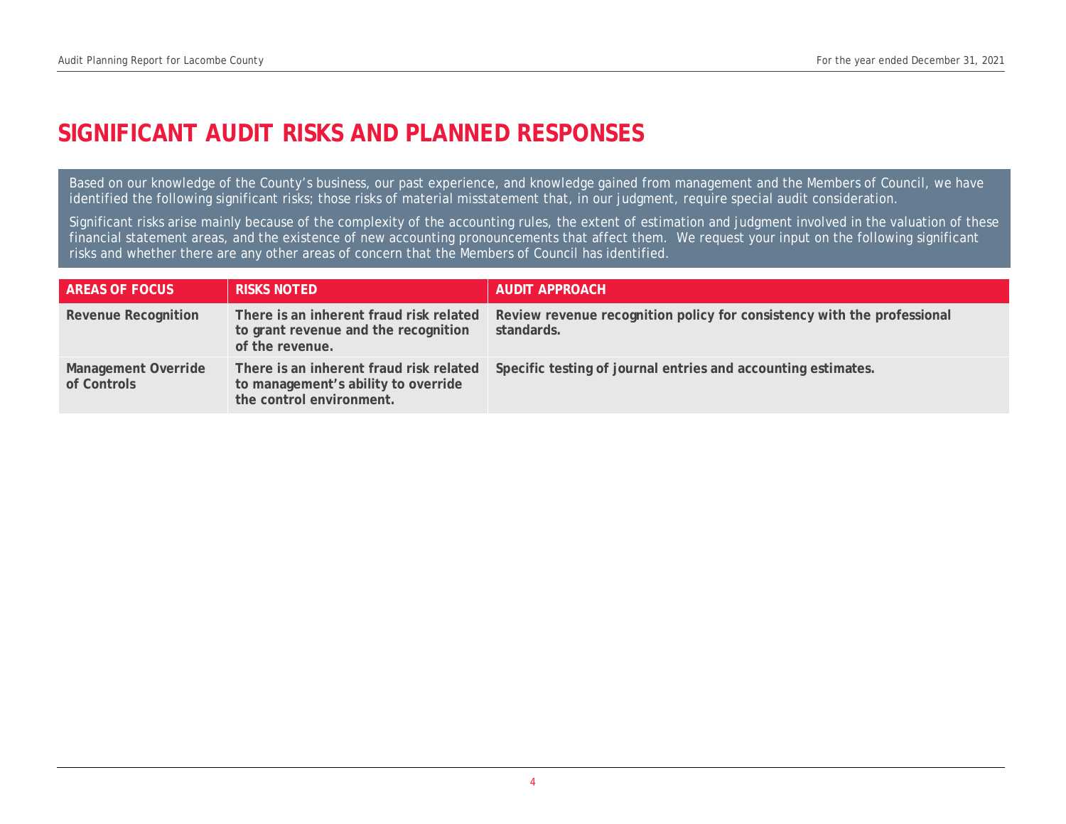# SIGNIFICANT AUDIT RISKS AND PLANNED RESPONSES

Based on our knowledge of the County's business, our past experience, and knowledge gained from management and the Members of Council, we have identified the following significant risks; those risks of material misstatement that, in our judgment, require special audit consideration.

Significant risks arise mainly because of the complexity of the accounting rules, the extent of estimation and judgment involved in the valuation of these financial statement areas, and the existence of new accounting pronouncements that affect them. We request your input on the following significant risks and whether there are any other areas of concern that the Members of Council has identified.

| AREAS OF FOCUS | RISKS NOTED | AUDIT APPROACH |
|---|---|---|
| **Revenue Recognition** | **There is an inherent fraud risk related to grant revenue and the recognition of the revenue.** | **Review revenue recognition policy for consistency with the professional standards.** |
| **Management Override of Controls** | **There is an inherent fraud risk related to management's ability to override the control environment.** | **Specific testing of journal entries and accounting estimates.** |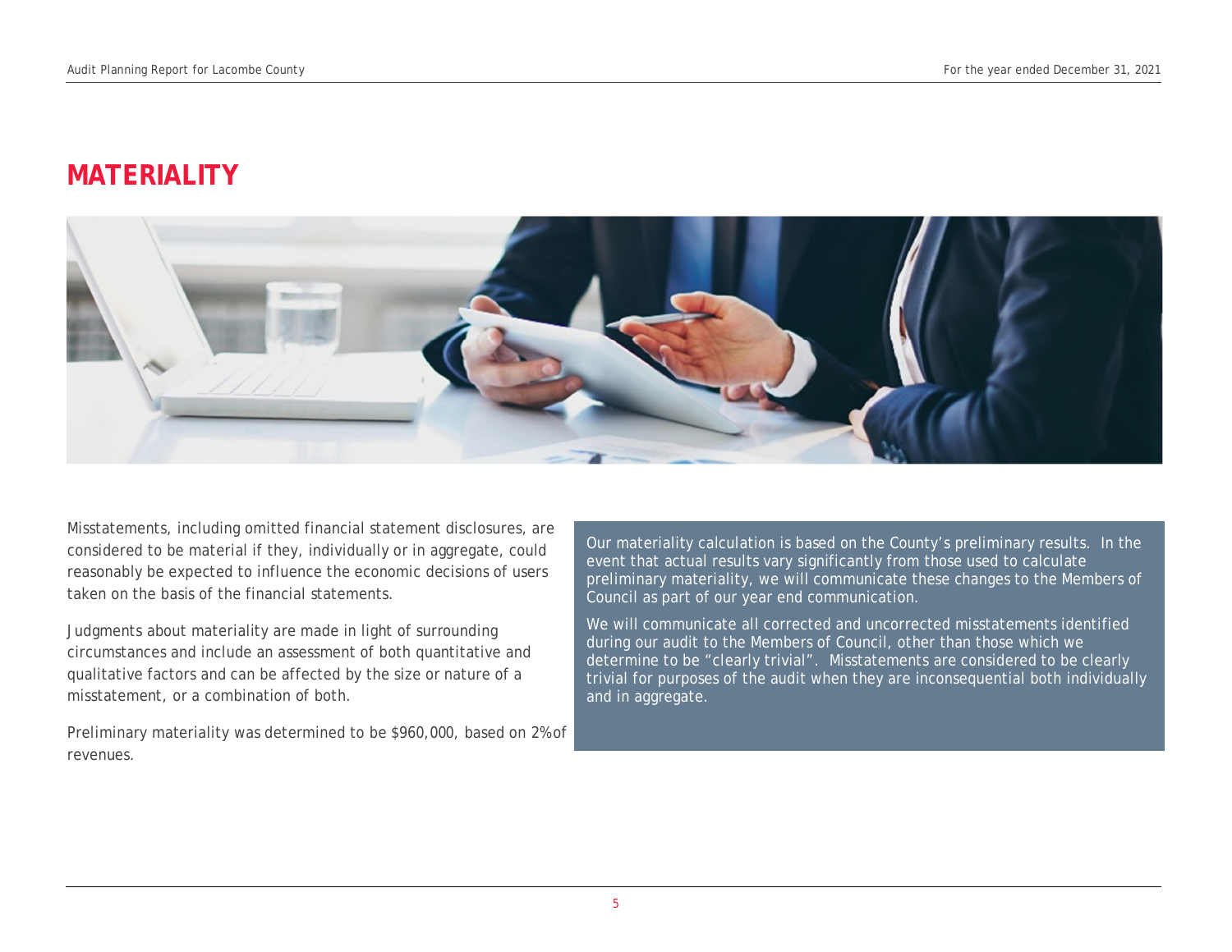# MATERIALITY

Misstatements, including omitted financial statement disclosures, are considered to be material if they, individually or in aggregate, could reasonably be expected to influence the economic decisions of users taken on the basis of the financial statements.

Judgments about materiality are made in light of surrounding circumstances and include an assessment of both quantitative and qualitative factors and can be affected by the size or nature of a misstatement, or a combination of both.

Preliminary materiality was determined to be $960,000, based on 2% of revenues.

Our materiality calculation is based on the County's preliminary results. In the event that actual results vary significantly from those used to calculate preliminary materiality, we will communicate these changes to the Members of Council as part of our year end communication.

We will communicate all corrected and uncorrected misstatements identified during our audit to the Members of Council, other than those which we determine to be "clearly trivial". Misstatements are considered to be clearly trivial for purposes of the audit when they are inconsequential both individually and in aggregate.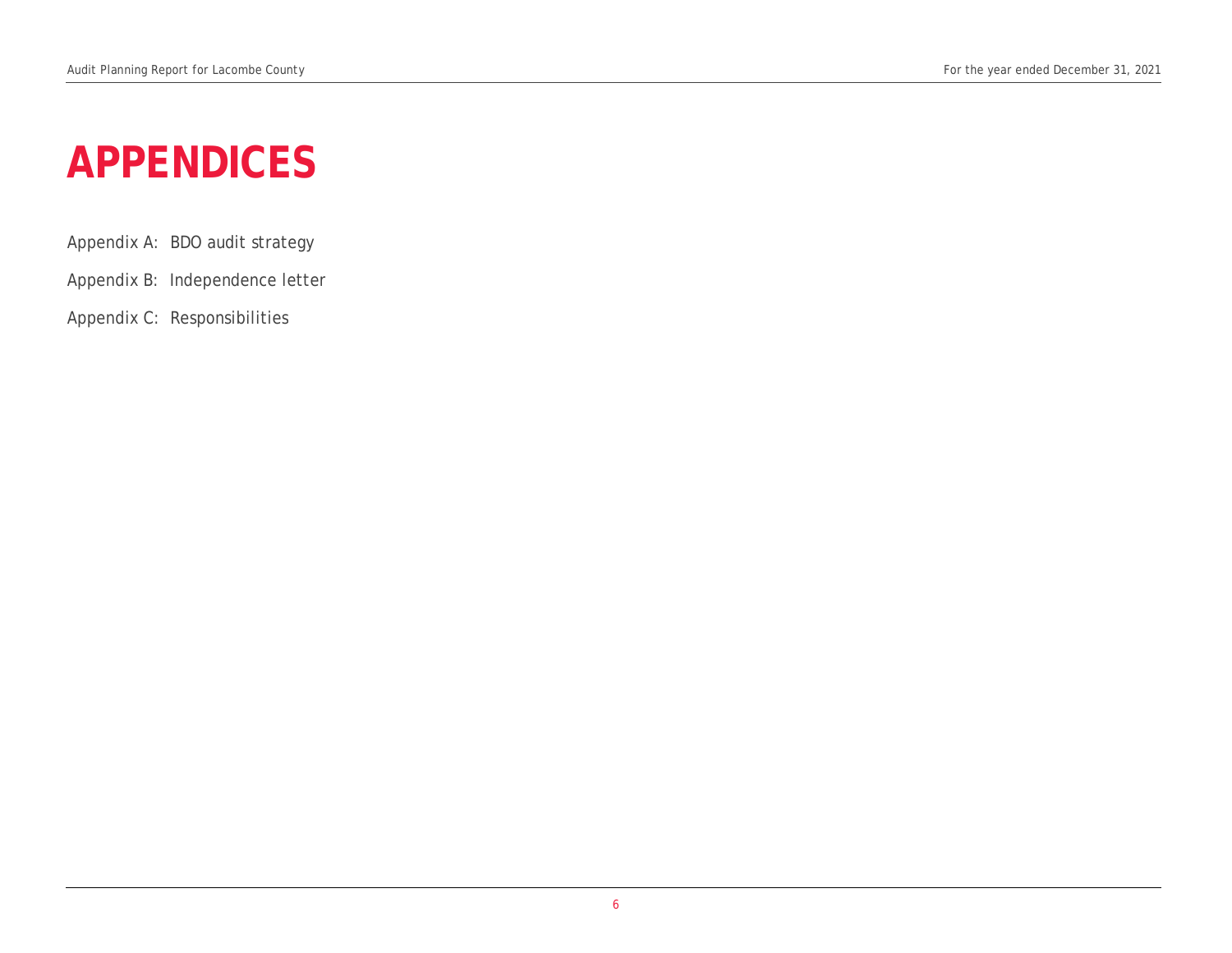# APPENDICES

Appendix A: BDO audit strategy

Appendix B: Independence letter

Appendix C: Responsibilities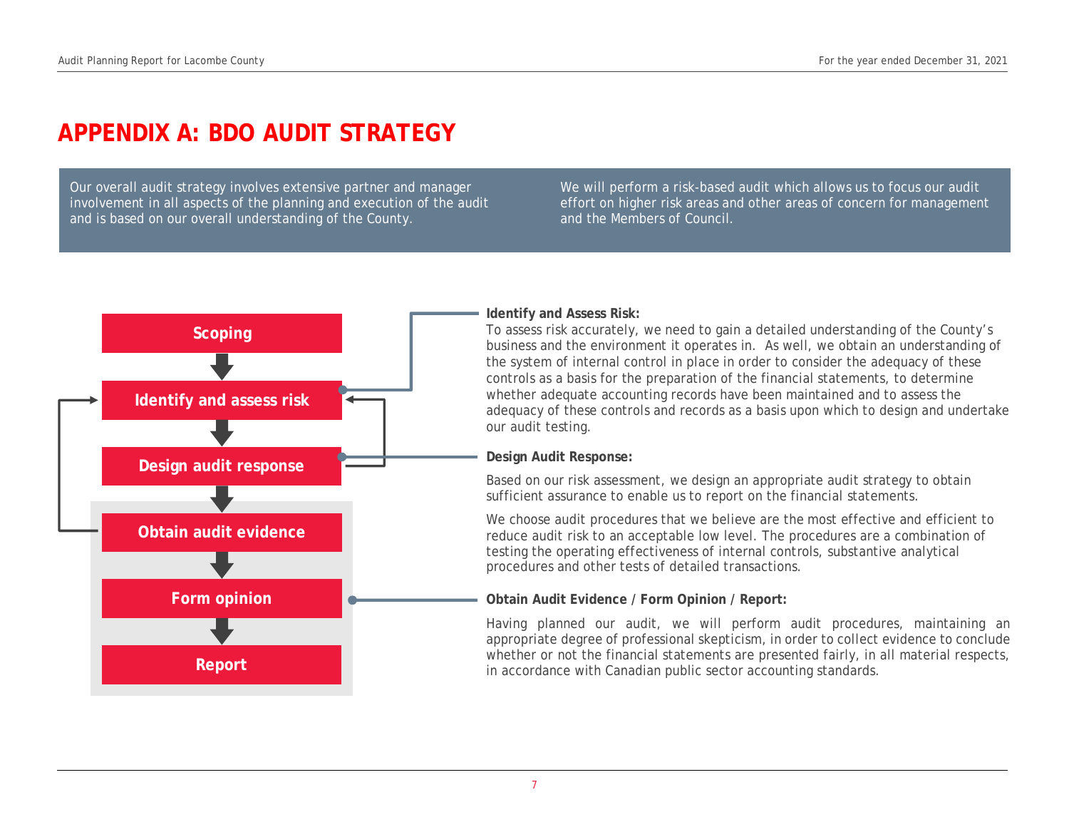# APPENDIX A: BDO AUDIT STRATEGY

Our overall audit strategy involves extensive partner and manager involvement in all aspects of the planning and execution of the audit and is based on our overall understanding of the County.

We will perform a risk-based audit which allows us to focus our audit effort on higher risk areas and other areas of concern for management and the Members of Council.

Scoping

Identify and assess risk

Design audit response

Obtain audit evidence

Form opinion

Report

**Identify and Assess Risk:**
To assess risk accurately, we need to gain a detailed understanding of the County's business and the environment it operates in. As well, we obtain an understanding of the system of internal control in place in order to consider the adequacy of these controls as a basis for the preparation of the financial statements, to determine whether adequate accounting records have been maintained and to assess the adequacy of these controls and records as a basis upon which to design and undertake our audit testing.

**Design Audit Response:**

Based on our risk assessment, we design an appropriate audit strategy to obtain sufficient assurance to enable us to report on the financial statements.

We choose audit procedures that we believe are the most effective and efficient to reduce audit risk to an acceptable low level. The procedures are a combination of testing the operating effectiveness of internal controls, substantive analytical procedures and other tests of detailed transactions.

**Obtain Audit Evidence / Form Opinion / Report:**

Having planned our audit, we will perform audit procedures, maintaining an appropriate degree of professional skepticism, in order to collect evidence to conclude whether or not the financial statements are presented fairly, in all material respects, in accordance with Canadian public sector accounting standards.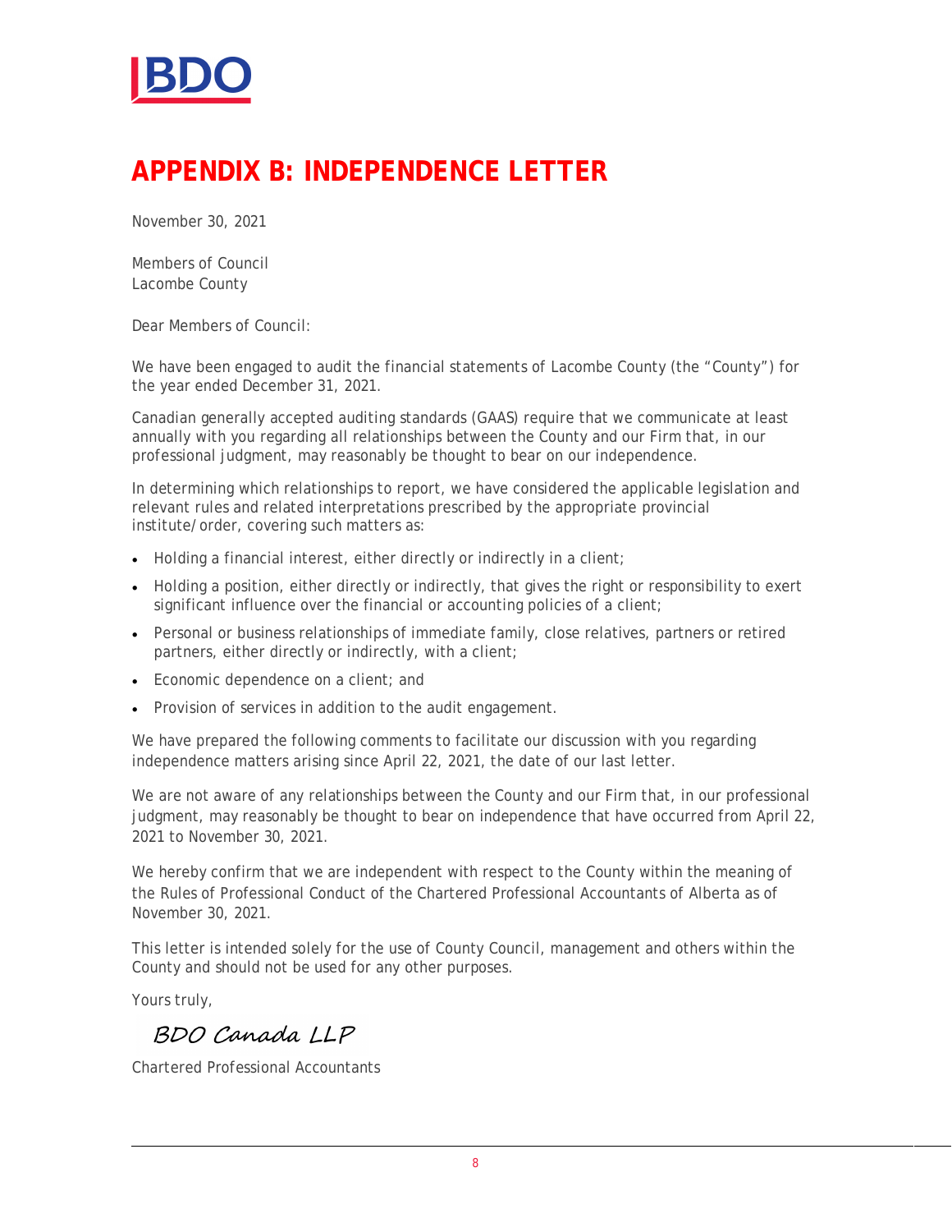# APPENDIX B: INDEPENDENCE LETTER

November 30, 2021

Members of Council
Lacombe County

Dear Members of Council:

We have been engaged to audit the financial statements of Lacombe County (the "County") for the year ended December 31, 2021.

Canadian generally accepted auditing standards (GAAS) require that we communicate at least annually with you regarding all relationships between the County and our Firm that, in our professional judgment, may reasonably be thought to bear on our independence.

In determining which relationships to report, we have considered the applicable legislation and relevant rules and related interpretations prescribed by the appropriate provincial institute/order, covering such matters as:

- Holding a financial interest, either directly or indirectly in a client;
- Holding a position, either directly or indirectly, that gives the right or responsibility to exert significant influence over the financial or accounting policies of a client;
- Personal or business relationships of immediate family, close relatives, partners or retired partners, either directly or indirectly, with a client;
- Economic dependence on a client; and
- Provision of services in addition to the audit engagement.

We have prepared the following comments to facilitate our discussion with you regarding independence matters arising since April 22, 2021, the date of our last letter.

We are not aware of any relationships between the County and our Firm that, in our professional judgment, may reasonably be thought to bear on independence that have occurred from April 22, 2021 to November 30, 2021.

We hereby confirm that we are independent with respect to the County within the meaning of the Rules of Professional Conduct of the Chartered Professional Accountants of Alberta as of November 30, 2021.

This letter is intended solely for the use of County Council, management and others within the County and should not be used for any other purposes.

Yours truly,

*BDO Canada LLP*

Chartered Professional Accountants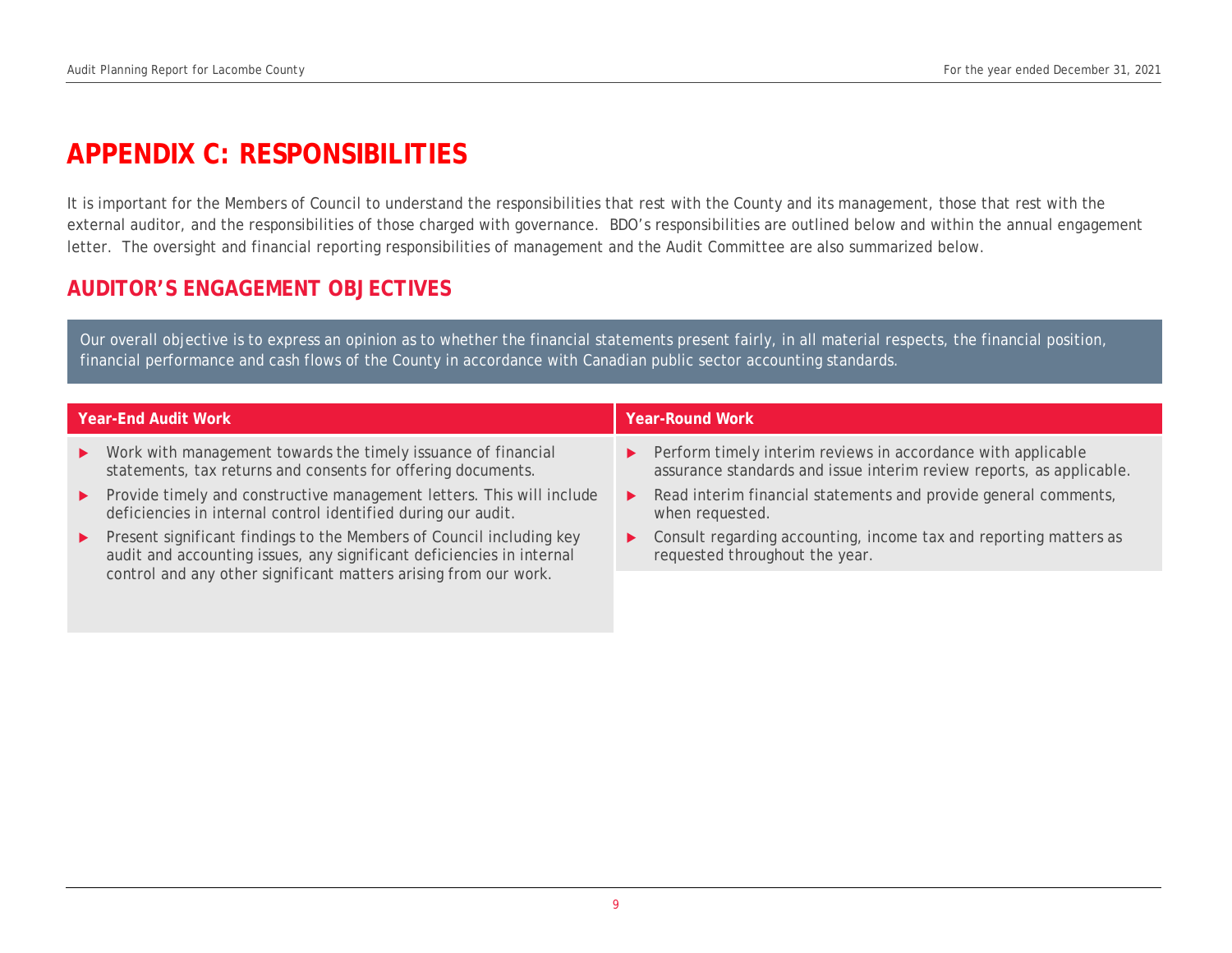# APPENDIX C: RESPONSIBILITIES

It is important for the Members of Council to understand the responsibilities that rest with the County and its management, those that rest with the external auditor, and the responsibilities of those charged with governance. BDO's responsibilities are outlined below and within the annual engagement letter. The oversight and financial reporting responsibilities of management and the Audit Committee are also summarized below.

## AUDITOR'S ENGAGEMENT OBJECTIVES

Our overall objective is to express an opinion as to whether the financial statements present fairly, in all material respects, the financial position, financial performance and cash flows of the County in accordance with Canadian public sector accounting standards.

| Year-End Audit Work | Year-Round Work |
|---|---|
| ▶ Work with management towards the timely issuance of financial statements, tax returns and consents for offering documents.<br>▶ Provide timely and constructive management letters. This will include deficiencies in internal control identified during our audit.<br>▶ Present significant findings to the Members of Council including key audit and accounting issues, any significant deficiencies in internal control and any other significant matters arising from our work. | ▶ Perform timely interim reviews in accordance with applicable assurance standards and issue interim review reports, as applicable.<br>▶ Read interim financial statements and provide general comments, when requested.<br>▶ Consult regarding accounting, income tax and reporting matters as requested throughout the year. |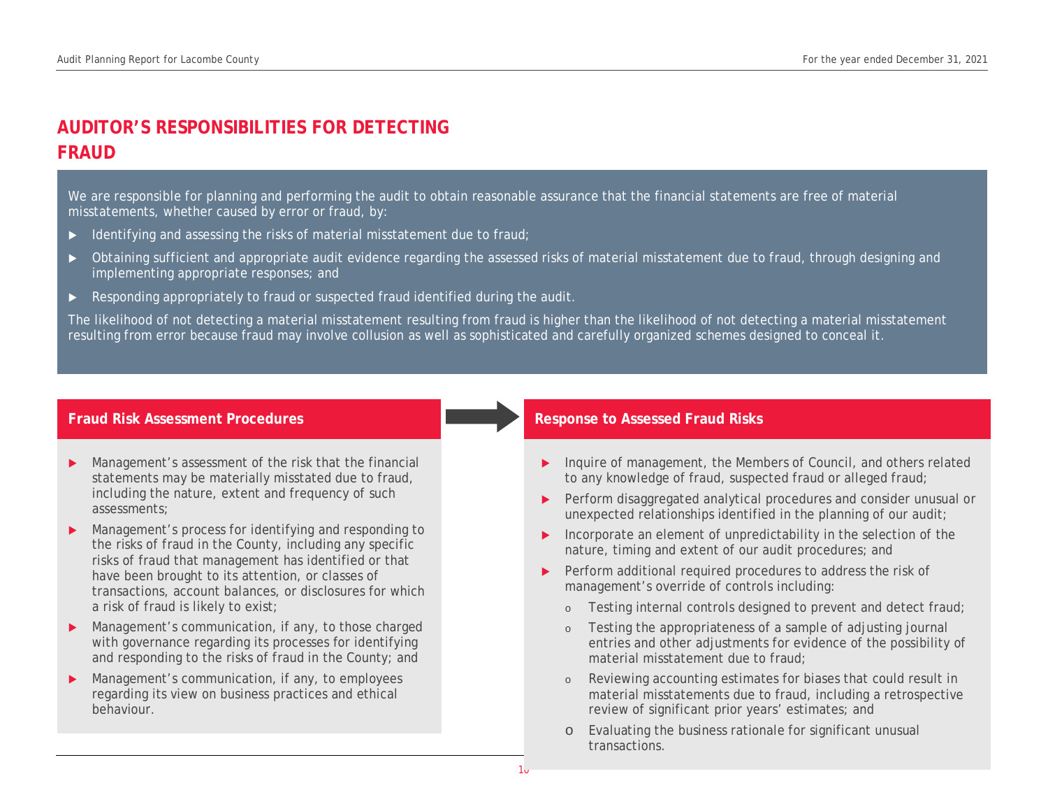# AUDITOR'S RESPONSIBILITIES FOR DETECTING FRAUD

We are responsible for planning and performing the audit to obtain reasonable assurance that the financial statements are free of material misstatements, whether caused by error or fraud, by:

- Identifying and assessing the risks of material misstatement due to fraud;
- Obtaining sufficient and appropriate audit evidence regarding the assessed risks of material misstatement due to fraud, through designing and implementing appropriate responses; and
- Responding appropriately to fraud or suspected fraud identified during the audit.

The likelihood of not detecting a material misstatement resulting from fraud is higher than the likelihood of not detecting a material misstatement resulting from error because fraud may involve collusion as well as sophisticated and carefully organized schemes designed to conceal it.

## Fraud Risk Assessment Procedures

- Management's assessment of the risk that the financial statements may be materially misstated due to fraud, including the nature, extent and frequency of such assessments;
- Management's process for identifying and responding to the risks of fraud in the County, including any specific risks of fraud that management has identified or that have been brought to its attention, or classes of transactions, account balances, or disclosures for which a risk of fraud is likely to exist;
- Management's communication, if any, to those charged with governance regarding its processes for identifying and responding to the risks of fraud in the County; and
- Management's communication, if any, to employees regarding its view on business practices and ethical behaviour.

## Response to Assessed Fraud Risks

- Inquire of management, the Members of Council, and others related to any knowledge of fraud, suspected fraud or alleged fraud;
- Perform disaggregated analytical procedures and consider unusual or unexpected relationships identified in the planning of our audit;
- Incorporate an element of unpredictability in the selection of the nature, timing and extent of our audit procedures; and
- Perform additional required procedures to address the risk of management's override of controls including:
  - Testing internal controls designed to prevent and detect fraud;
  - Testing the appropriateness of a sample of adjusting journal entries and other adjustments for evidence of the possibility of material misstatement due to fraud;
  - Reviewing accounting estimates for biases that could result in material misstatements due to fraud, including a retrospective review of significant prior years' estimates; and
  - Evaluating the business rationale for significant unusual transactions.